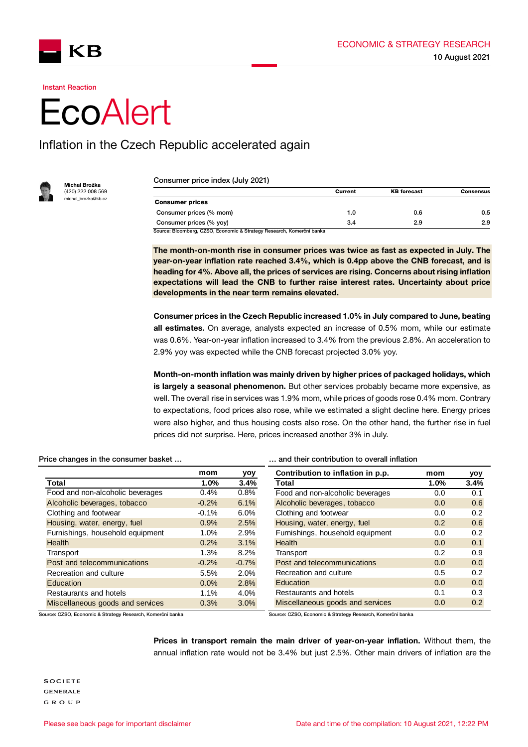Instant Reaction

# EcoAlert

## Inflation in the Czech Republic accelerated again

**Michal Brožka**
(420) 222 008 569
michal_brozka@kb.cz

Consumer price index (July 2021)

| | Current | KB forecast | Consensus |
|---|---|---|---|
| **Consumer prices** | | | |
| Consumer prices (% mom) | 1.0 | 0.6 | 0.5 |
| Consumer prices (% yoy) | 3.4 | 2.9 | 2.9 |

Source: Bloomberg, CZSO, Economic & Strategy Research, Komerční banka

**The month-on-month rise in consumer prices was twice as fast as expected in July. The year-on-year inflation rate reached 3.4%, which is 0.4pp above the CNB forecast, and is heading for 4%. Above all, the prices of services are rising. Concerns about rising inflation expectations will lead the CNB to further raise interest rates. Uncertainty about price developments in the near term remains elevated.**

**Consumer prices in the Czech Republic increased 1.0% in July compared to June, beating all estimates.** On average, analysts expected an increase of 0.5% mom, while our estimate was 0.6%. Year-on-year inflation increased to 3.4% from the previous 2.8%. An acceleration to 2.9% yoy was expected while the CNB forecast projected 3.0% yoy.

**Month-on-month inflation was mainly driven by higher prices of packaged holidays, which is largely a seasonal phenomenon.** But other services probably became more expensive, as well. The overall rise in services was 1.9% mom, while prices of goods rose 0.4% mom. Contrary to expectations, food prices also rose, while we estimated a slight decline here. Energy prices were also higher, and thus housing costs also rose. On the other hand, the further rise in fuel prices did not surprise. Here, prices increased another 3% in July.

Price changes in the consumer basket …

| | mom | yoy |
|---|---|---|
| **Total** | **1.0%** | **3.4%** |
| Food and non-alcoholic beverages | 0.4% | 0.8% |
| Alcoholic beverages, tobacco | -0.2% | 6.1% |
| Clothing and footwear | -0.1% | 6.0% |
| Housing, water, energy, fuel | 0.9% | 2.5% |
| Furnishings, household equipment | 1.0% | 2.9% |
| Health | 0.2% | 3.1% |
| Transport | 1.3% | 8.2% |
| Post and telecommunications | -0.2% | -0.7% |
| Recreation and culture | 5.5% | 2.0% |
| Education | 0.0% | 2.8% |
| Restaurants and hotels | 1.1% | 4.0% |
| Miscellaneous goods and services | 0.3% | 3.0% |

Source: CZSO, Economic & Strategy Research, Komerční banka

… and their contribution to overall inflation

| Contribution to inflation in p.p. | mom | yoy |
|---|---|---|
| **Total** | **1.0%** | **3.4%** |
| Food and non-alcoholic beverages | 0.0 | 0.1 |
| Alcoholic beverages, tobacco | 0.0 | 0.6 |
| Clothing and footwear | 0.0 | 0.2 |
| Housing, water, energy, fuel | 0.2 | 0.6 |
| Furnishings, household equipment | 0.0 | 0.2 |
| Health | 0.0 | 0.1 |
| Transport | 0.2 | 0.9 |
| Post and telecommunications | 0.0 | 0.0 |
| Recreation and culture | 0.5 | 0.2 |
| Education | 0.0 | 0.0 |
| Restaurants and hotels | 0.1 | 0.3 |
| Miscellaneous goods and services | 0.0 | 0.2 |

Source: CZSO, Economic & Strategy Research, Komerční banka

**Prices in transport remain the main driver of year-on-year inflation.** Without them, the annual inflation rate would not be 3.4% but just 2.5%. Other main drivers of inflation are the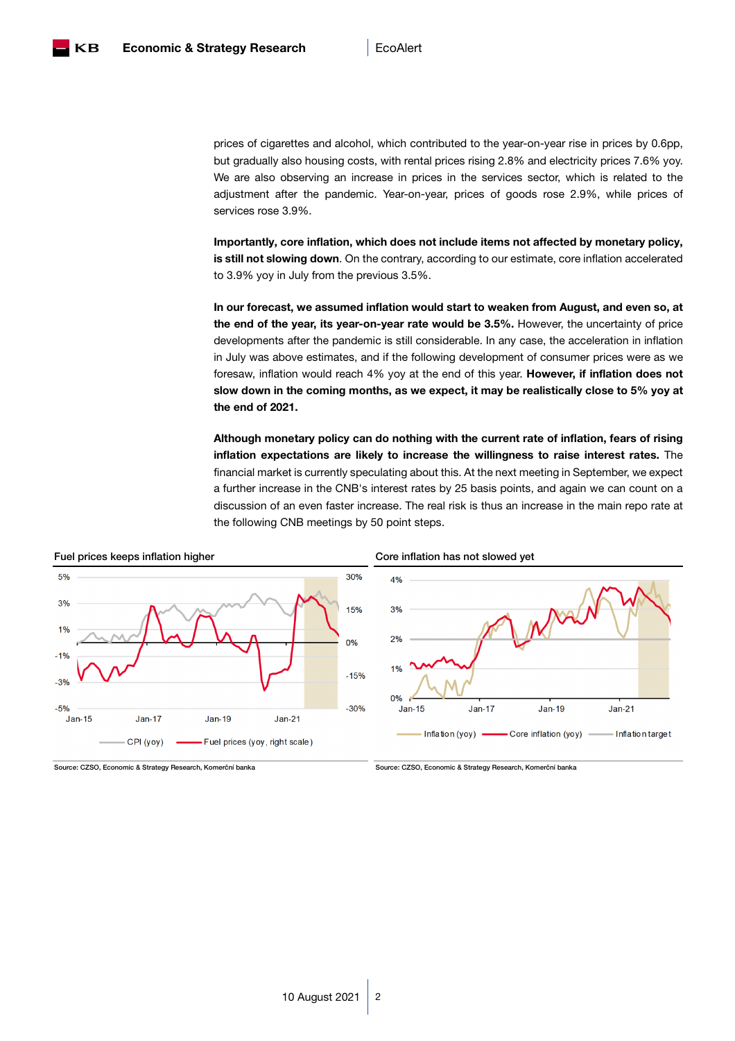prices of cigarettes and alcohol, which contributed to the year-on-year rise in prices by 0.6pp, but gradually also housing costs, with rental prices rising 2.8% and electricity prices 7.6% yoy. We are also observing an increase in prices in the services sector, which is related to the adjustment after the pandemic. Year-on-year, prices of goods rose 2.9%, while prices of services rose 3.9%.

**Importantly, core inflation, which does not include items not affected by monetary policy, is still not slowing down**. On the contrary, according to our estimate, core inflation accelerated to 3.9% yoy in July from the previous 3.5%.

**In our forecast, we assumed inflation would start to weaken from August, and even so, at the end of the year, its year-on-year rate would be 3.5%.** However, the uncertainty of price developments after the pandemic is still considerable. In any case, the acceleration in inflation in July was above estimates, and if the following development of consumer prices were as we foresaw, inflation would reach 4% yoy at the end of this year. **However, if inflation does not slow down in the coming months, as we expect, it may be realistically close to 5% yoy at the end of 2021.**

**Although monetary policy can do nothing with the current rate of inflation, fears of rising inflation expectations are likely to increase the willingness to raise interest rates.** The financial market is currently speculating about this. At the next meeting in September, we expect a further increase in the CNB's interest rates by 25 basis points, and again we can count on a discussion of an even faster increase. The real risk is thus an increase in the main repo rate at the following CNB meetings by 50 point steps.

**Fuel prices keeps inflation higher**

Source: CZSO, Economic & Strategy Research, Komerční banka

**Core inflation has not slowed yet**

Source: CZSO, Economic & Strategy Research, Komerční banka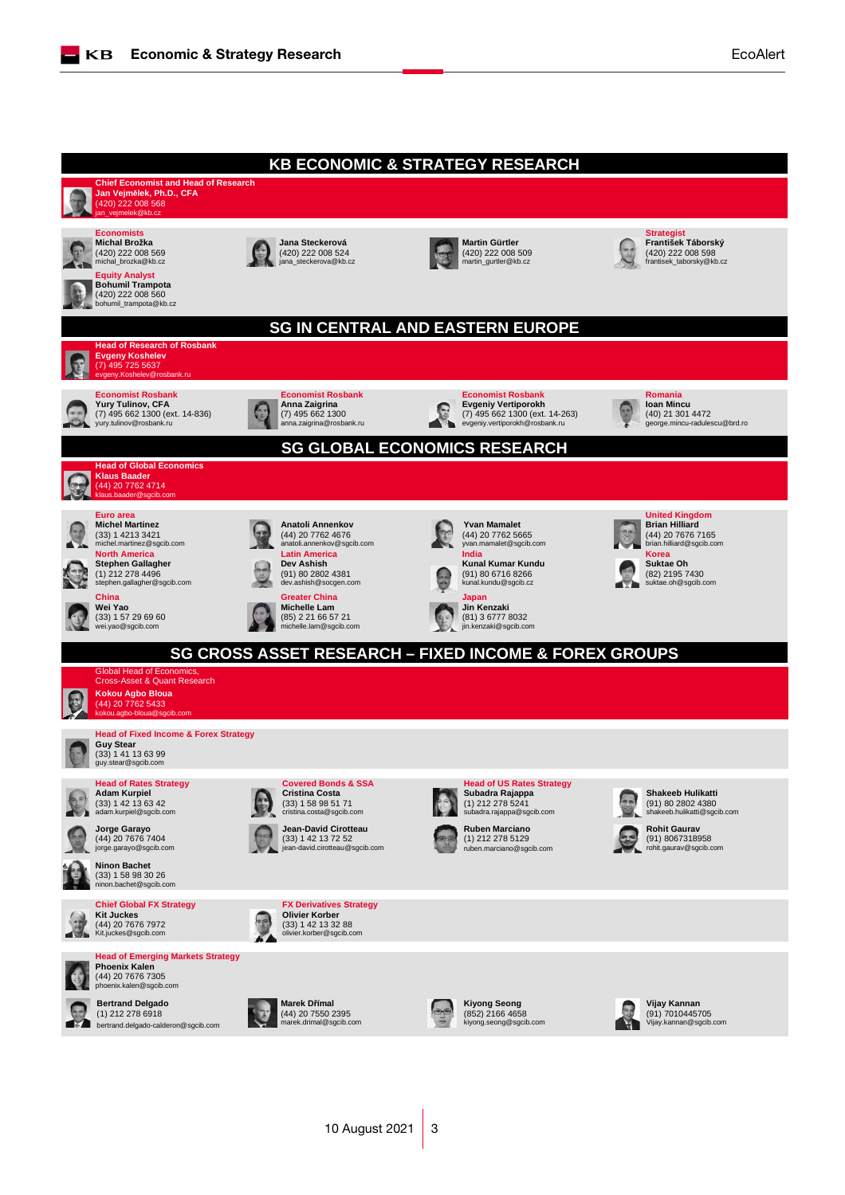# KB ECONOMIC & STRATEGY RESEARCH

**Chief Economist and Head of Research**
**Jan Vejmělek, Ph.D., CFA**
(420) 222 008 568
jan_vejmelek@kb.cz

**Economists**
**Michal Brožka**
(420) 222 008 569
michal_brozka@kb.cz

**Jana Steckerová**
(420) 222 008 524
jana_steckerova@kb.cz

**Martin Gürtler**
(420) 222 008 509
martin_gurtler@kb.cz

**Strategist**
**František Táborský**
(420) 222 008 598
frantisek_taborsky@kb.cz

**Equity Analyst**
**Bohumil Trampota**
(420) 222 008 560
bohumil_trampota@kb.cz

# SG IN CENTRAL AND EASTERN EUROPE

**Head of Research of Rosbank**
**Evgeny Koshelev**
(7) 495 725 5637
evgeny.Koshelev@rosbank.ru

**Economist Rosbank**
**Yury Tulinov, CFA**
(7) 495 662 1300 (ext. 14-836)
yury.tulinov@rosbank.ru

**Economist Rosbank**
**Anna Zaigrina**
(7) 495 662 1300
anna.zaigrina@rosbank.ru

**Economist Rosbank**
**Evgeniy Vertiporokh**
(7) 495 662 1300 (ext. 14-263)
evgeniy.vertiporokh@rosbank.ru

**Romania**
**Ioan Mincu**
(40) 21 301 4472
george.mincu-radulescu@brd.ro

# SG GLOBAL ECONOMICS RESEARCH

**Head of Global Economics**
**Klaus Baader**
(44) 20 7762 4714
klaus.baader@sgcib.com

**Euro area**
**Michel Martinez**
(33) 1 4213 3421
michel.martinez@sgcib.com

**Anatoli Annenkov**
(44) 20 7762 4676
anatoli.annenkov@sgcib.com

**Yvan Mamalet**
(44) 20 7762 5665
yvan.mamalet@sgcib.com

**United Kingdom**
**Brian Hilliard**
(44) 20 7676 7165
brian.hilliard@sgcib.com

**North America**
**Stephen Gallagher**
(1) 212 278 4496
stephen.gallagher@sgcib.com

**Latin America**
**Dev Ashish**
(91) 80 2802 4381
dev.ashish@socgen.com

**India**
**Kunal Kumar Kundu**
(91) 80 6716 8266
kunal.kundu@sgcib.cz

**Korea**
**Suktae Oh**
(82) 2195 7430
suktae.oh@sgcib.com

**China**
**Wei Yao**
(33) 1 57 29 69 60
wei.yao@sgcib.com

**Greater China**
**Michelle Lam**
(85) 2 21 66 57 21
michelle.lam@sgcib.com

**Japan**
**Jin Kenzaki**
(81) 3 6777 8032
jin.kenzaki@sgcib.com

# SG CROSS ASSET RESEARCH – FIXED INCOME & FOREX GROUPS

Global Head of Economics,
Cross-Asset & Quant Research
**Kokou Agbo Bloua**
(44) 20 7762 5433
kokou.agbo-bloua@sgcib.com

**Head of Fixed Income & Forex Strategy**
**Guy Stear**
(33) 1 41 13 63 99
guy.stear@sgcib.com

**Head of Rates Strategy**
**Adam Kurpiel**
(33) 1 42 13 63 42
adam.kurpiel@sgcib.com

**Covered Bonds & SSA**
**Cristina Costa**
(33) 1 58 98 51 71
cristina.costa@sgcib.com

**Head of US Rates Strategy**
**Subadra Rajappa**
(1) 212 278 5241
subadra.rajappa@sgcib.com

**Shakeeb Hulikatti**
(91) 80 2802 4380
shakeeb.hulikatti@sgcib.com

**Jorge Garayo**
(44) 20 7676 7404
jorge.garayo@sgcib.com

**Jean-David Cirotteau**
(33) 1 42 13 72 52
jean-david.cirotteau@sgcib.com

**Ruben Marciano**
(1) 212 278 5129
ruben.marciano@sgcib.com

**Rohit Gaurav**
(91) 8067318958
rohit.gaurav@sgcib.com

**Ninon Bachet**
(33) 1 58 98 30 26
ninon.bachet@sgcib.com

**Chief Global FX Strategy**
**Kit Juckes**
(44) 20 7676 7972
Kit.juckes@sgcib.com

**FX Derivatives Strategy**
**Olivier Korber**
(33) 1 42 13 32 88
olivier.korber@sgcib.com

**Head of Emerging Markets Strategy**
**Phoenix Kalen**
(44) 20 7676 7305
phoenix.kalen@sgcib.com

**Bertrand Delgado**
(1) 212 278 6918
bertrand.delgado-calderon@sgcib.com

**Marek Drímal**
(44) 20 7550 2395
marek.drimal@sgcib.com

**Kiyong Seong**
(852) 2166 4658
kiyong.seong@sgcib.com

**Vijay Kannan**
(91) 7010445705
Vijay.kannan@sgcib.com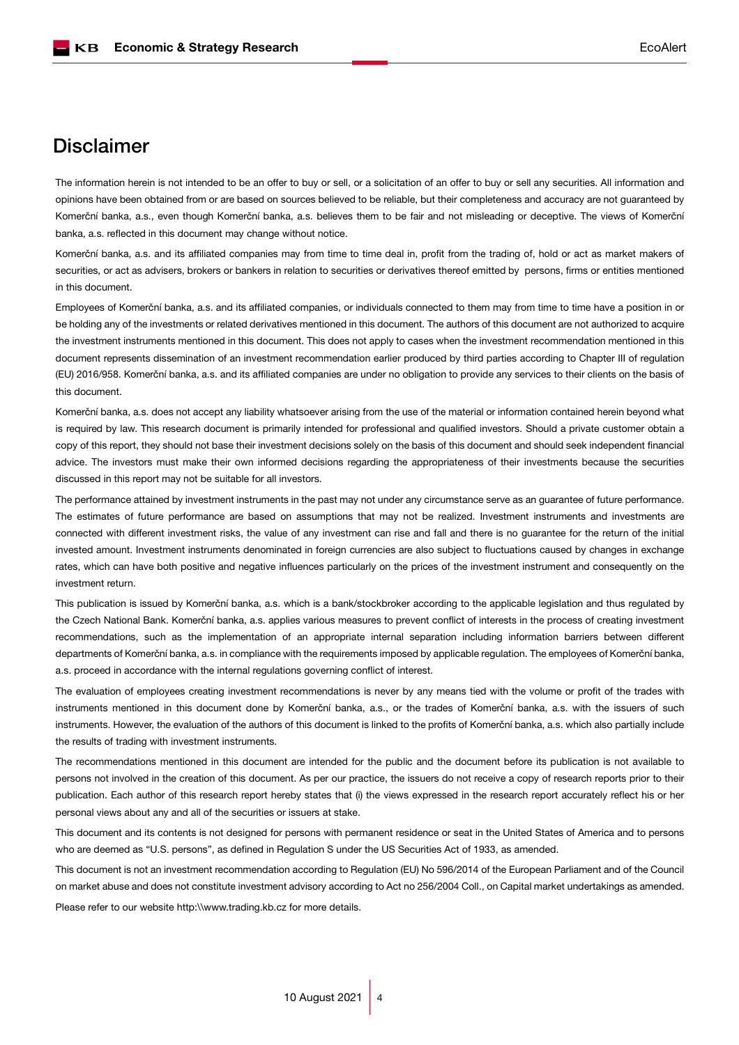# Disclaimer

The information herein is not intended to be an offer to buy or sell, or a solicitation of an offer to buy or sell any securities. All information and opinions have been obtained from or are based on sources believed to be reliable, but their completeness and accuracy are not guaranteed by Komerční banka, a.s., even though Komerční banka, a.s. believes them to be fair and not misleading or deceptive. The views of Komerční banka, a.s. reflected in this document may change without notice.

Komerční banka, a.s. and its affiliated companies may from time to time deal in, profit from the trading of, hold or act as market makers of securities, or act as advisers, brokers or bankers in relation to securities or derivatives thereof emitted by persons, firms or entities mentioned in this document.

Employees of Komerční banka, a.s. and its affiliated companies, or individuals connected to them may from time to time have a position in or be holding any of the investments or related derivatives mentioned in this document. The authors of this document are not authorized to acquire the investment instruments mentioned in this document. This does not apply to cases when the investment recommendation mentioned in this document represents dissemination of an investment recommendation earlier produced by third parties according to Chapter III of regulation (EU) 2016/958. Komerční banka, a.s. and its affiliated companies are under no obligation to provide any services to their clients on the basis of this document.

Komerční banka, a.s. does not accept any liability whatsoever arising from the use of the material or information contained herein beyond what is required by law. This research document is primarily intended for professional and qualified investors. Should a private customer obtain a copy of this report, they should not base their investment decisions solely on the basis of this document and should seek independent financial advice. The investors must make their own informed decisions regarding the appropriateness of their investments because the securities discussed in this report may not be suitable for all investors.

The performance attained by investment instruments in the past may not under any circumstance serve as an guarantee of future performance. The estimates of future performance are based on assumptions that may not be realized. Investment instruments and investments are connected with different investment risks, the value of any investment can rise and fall and there is no guarantee for the return of the initial invested amount. Investment instruments denominated in foreign currencies are also subject to fluctuations caused by changes in exchange rates, which can have both positive and negative influences particularly on the prices of the investment instrument and consequently on the investment return.

This publication is issued by Komerční banka, a.s. which is a bank/stockbroker according to the applicable legislation and thus regulated by the Czech National Bank. Komerční banka, a.s. applies various measures to prevent conflict of interests in the process of creating investment recommendations, such as the implementation of an appropriate internal separation including information barriers between different departments of Komerční banka, a.s. in compliance with the requirements imposed by applicable regulation. The employees of Komerční banka, a.s. proceed in accordance with the internal regulations governing conflict of interest.

The evaluation of employees creating investment recommendations is never by any means tied with the volume or profit of the trades with instruments mentioned in this document done by Komerční banka, a.s., or the trades of Komerční banka, a.s. with the issuers of such instruments. However, the evaluation of the authors of this document is linked to the profits of Komerční banka, a.s. which also partially include the results of trading with investment instruments.

The recommendations mentioned in this document are intended for the public and the document before its publication is not available to persons not involved in the creation of this document. As per our practice, the issuers do not receive a copy of research reports prior to their publication. Each author of this research report hereby states that (i) the views expressed in the research report accurately reflect his or her personal views about any and all of the securities or issuers at stake.

This document and its contents is not designed for persons with permanent residence or seat in the United States of America and to persons who are deemed as "U.S. persons", as defined in Regulation S under the US Securities Act of 1933, as amended.

This document is not an investment recommendation according to Regulation (EU) No 596/2014 of the European Parliament and of the Council on market abuse and does not constitute investment advisory according to Act no 256/2004 Coll., on Capital market undertakings as amended.

Please refer to our website http:\\www.trading.kb.cz for more details.